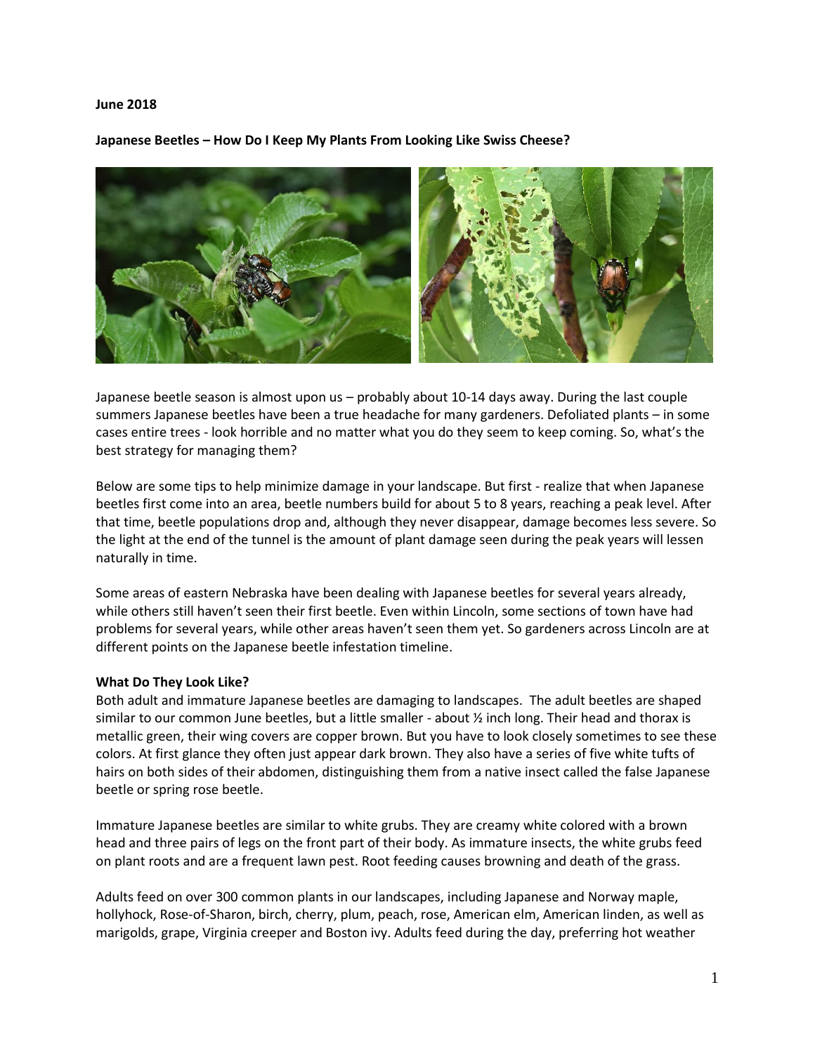**June 2018**

**Japanese Beetles – How Do I Keep My Plants From Looking Like Swiss Cheese?**

Japanese beetle season is almost upon us – probably about 10-14 days away. During the last couple summers Japanese beetles have been a true headache for many gardeners. Defoliated plants – in some cases entire trees - look horrible and no matter what you do they seem to keep coming. So, what's the best strategy for managing them?

Below are some tips to help minimize damage in your landscape. But first - realize that when Japanese beetles first come into an area, beetle numbers build for about 5 to 8 years, reaching a peak level. After that time, beetle populations drop and, although they never disappear, damage becomes less severe. So the light at the end of the tunnel is the amount of plant damage seen during the peak years will lessen naturally in time.

Some areas of eastern Nebraska have been dealing with Japanese beetles for several years already, while others still haven't seen their first beetle. Even within Lincoln, some sections of town have had problems for several years, while other areas haven't seen them yet. So gardeners across Lincoln are at different points on the Japanese beetle infestation timeline.

**What Do They Look Like?**

Both adult and immature Japanese beetles are damaging to landscapes. The adult beetles are shaped similar to our common June beetles, but a little smaller - about ½ inch long. Their head and thorax is metallic green, their wing covers are copper brown. But you have to look closely sometimes to see these colors. At first glance they often just appear dark brown. They also have a series of five white tufts of hairs on both sides of their abdomen, distinguishing them from a native insect called the false Japanese beetle or spring rose beetle.

Immature Japanese beetles are similar to white grubs. They are creamy white colored with a brown head and three pairs of legs on the front part of their body. As immature insects, the white grubs feed on plant roots and are a frequent lawn pest. Root feeding causes browning and death of the grass.

Adults feed on over 300 common plants in our landscapes, including Japanese and Norway maple, hollyhock, Rose-of-Sharon, birch, cherry, plum, peach, rose, American elm, American linden, as well as marigolds, grape, Virginia creeper and Boston ivy. Adults feed during the day, preferring hot weather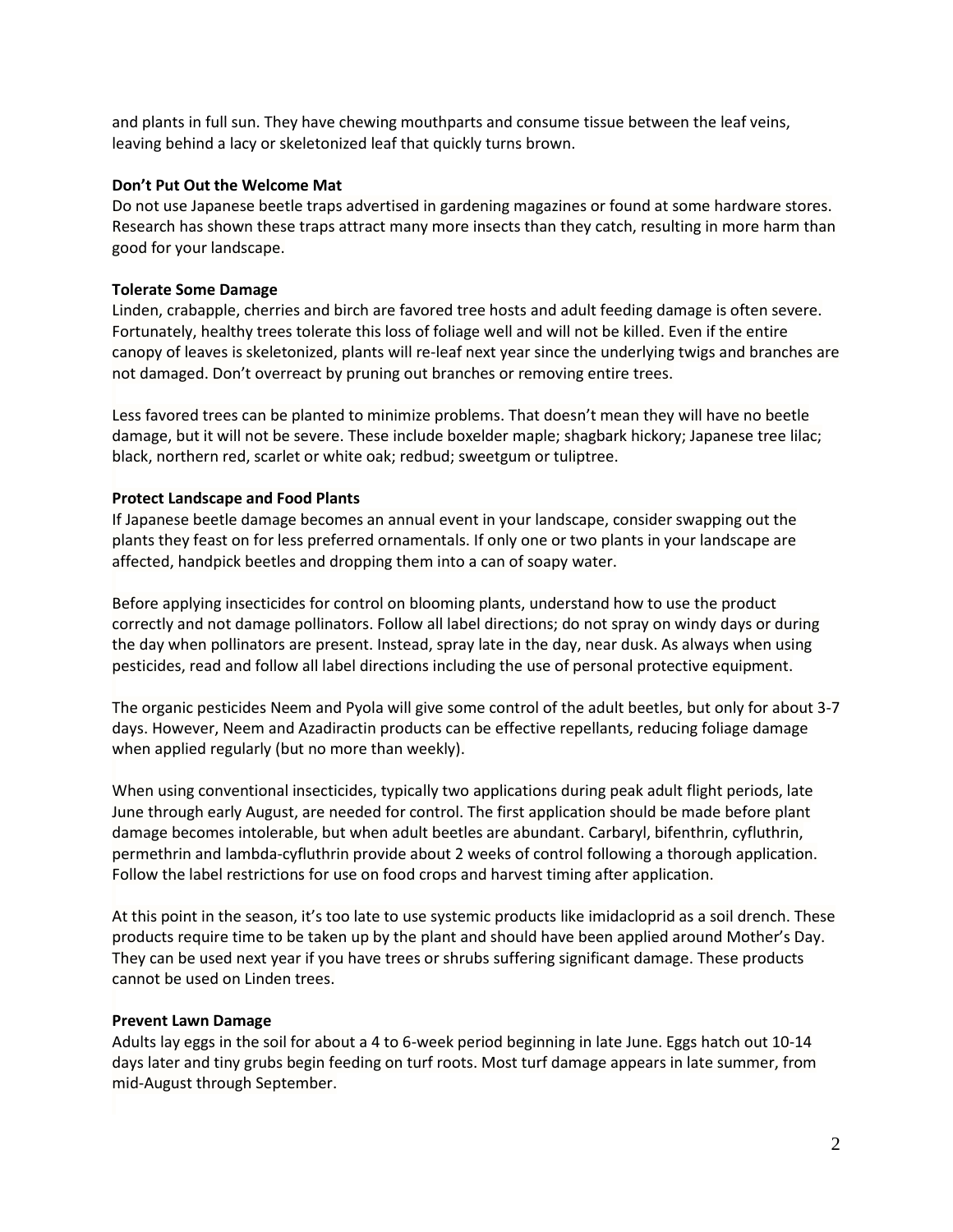and plants in full sun. They have chewing mouthparts and consume tissue between the leaf veins, leaving behind a lacy or skeletonized leaf that quickly turns brown.

**Don't Put Out the Welcome Mat**

Do not use Japanese beetle traps advertised in gardening magazines or found at some hardware stores. Research has shown these traps attract many more insects than they catch, resulting in more harm than good for your landscape.

**Tolerate Some Damage**

Linden, crabapple, cherries and birch are favored tree hosts and adult feeding damage is often severe. Fortunately, healthy trees tolerate this loss of foliage well and will not be killed. Even if the entire canopy of leaves is skeletonized, plants will re-leaf next year since the underlying twigs and branches are not damaged. Don't overreact by pruning out branches or removing entire trees.

Less favored trees can be planted to minimize problems. That doesn't mean they will have no beetle damage, but it will not be severe. These include boxelder maple; shagbark hickory; Japanese tree lilac; black, northern red, scarlet or white oak; redbud; sweetgum or tuliptree.

**Protect Landscape and Food Plants**

If Japanese beetle damage becomes an annual event in your landscape, consider swapping out the plants they feast on for less preferred ornamentals. If only one or two plants in your landscape are affected, handpick beetles and dropping them into a can of soapy water.

Before applying insecticides for control on blooming plants, understand how to use the product correctly and not damage pollinators. Follow all label directions; do not spray on windy days or during the day when pollinators are present. Instead, spray late in the day, near dusk. As always when using pesticides, read and follow all label directions including the use of personal protective equipment.

The organic pesticides Neem and Pyola will give some control of the adult beetles, but only for about 3-7 days. However, Neem and Azadiractin products can be effective repellants, reducing foliage damage when applied regularly (but no more than weekly).

When using conventional insecticides, typically two applications during peak adult flight periods, late June through early August, are needed for control. The first application should be made before plant damage becomes intolerable, but when adult beetles are abundant. Carbaryl, bifenthrin, cyfluthrin, permethrin and lambda-cyfluthrin provide about 2 weeks of control following a thorough application. Follow the label restrictions for use on food crops and harvest timing after application.

At this point in the season, it's too late to use systemic products like imidacloprid as a soil drench. These products require time to be taken up by the plant and should have been applied around Mother's Day. They can be used next year if you have trees or shrubs suffering significant damage. These products cannot be used on Linden trees.

**Prevent Lawn Damage**

Adults lay eggs in the soil for about a 4 to 6-week period beginning in late June. Eggs hatch out 10-14 days later and tiny grubs begin feeding on turf roots. Most turf damage appears in late summer, from mid-August through September.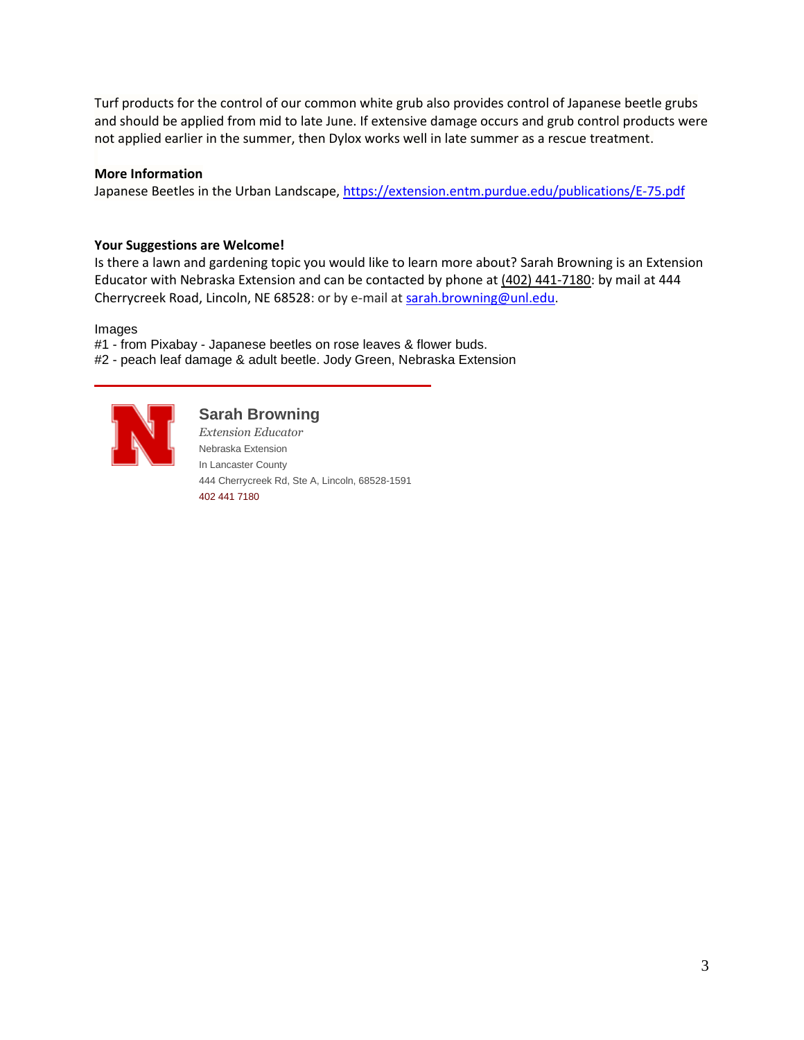Turf products for the control of our common white grub also provides control of Japanese beetle grubs and should be applied from mid to late June. If extensive damage occurs and grub control products were not applied earlier in the summer, then Dylox works well in late summer as a rescue treatment.

**More Information**

Japanese Beetles in the Urban Landscape, https://extension.entm.purdue.edu/publications/E-75.pdf

**Your Suggestions are Welcome!**

Is there a lawn and gardening topic you would like to learn more about? Sarah Browning is an Extension Educator with Nebraska Extension and can be contacted by phone at (402) 441-7180: by mail at 444 Cherrycreek Road, Lincoln, NE 68528: or by e-mail at sarah.browning@unl.edu.

Images

#1 - from Pixabay - Japanese beetles on rose leaves & flower buds.

#2 - peach leaf damage & adult beetle. Jody Green, Nebraska Extension

---

**Sarah Browning**

*Extension Educator*

Nebraska Extension

In Lancaster County

444 Cherrycreek Rd, Ste A, Lincoln, 68528-1591

402 441 7180